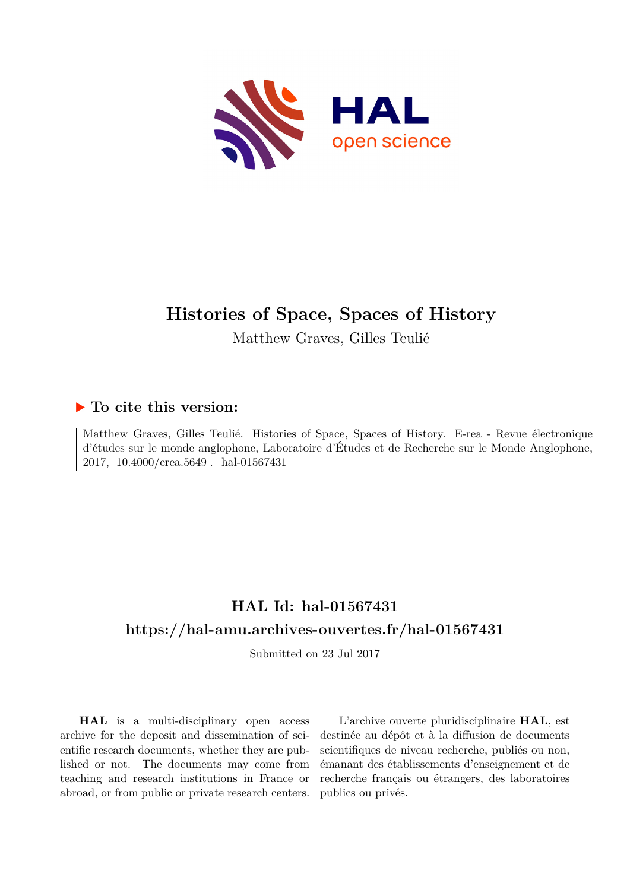# Histories of Space, Spaces of History

Matthew Graves, Gilles Teulié

## ▶ To cite this version:

Matthew Graves, Gilles Teulié. Histories of Space, Spaces of History. E-rea - Revue électronique d'études sur le monde anglophone, Laboratoire d'Études et de Recherche sur le Monde Anglophone, 2017, 10.4000/erea.5649. hal-01567431

## HAL Id: hal-01567431

## https://hal-amu.archives-ouvertes.fr/hal-01567431

Submitted on 23 Jul 2017

**HAL** is a multi-disciplinary open access archive for the deposit and dissemination of scientific research documents, whether they are published or not. The documents may come from teaching and research institutions in France or abroad, or from public or private research centers.

L'archive ouverte pluridisciplinaire **HAL**, est destinée au dépôt et à la diffusion de documents scientifiques de niveau recherche, publiés ou non, émanant des établissements d'enseignement et de recherche français ou étrangers, des laboratoires publics ou privés.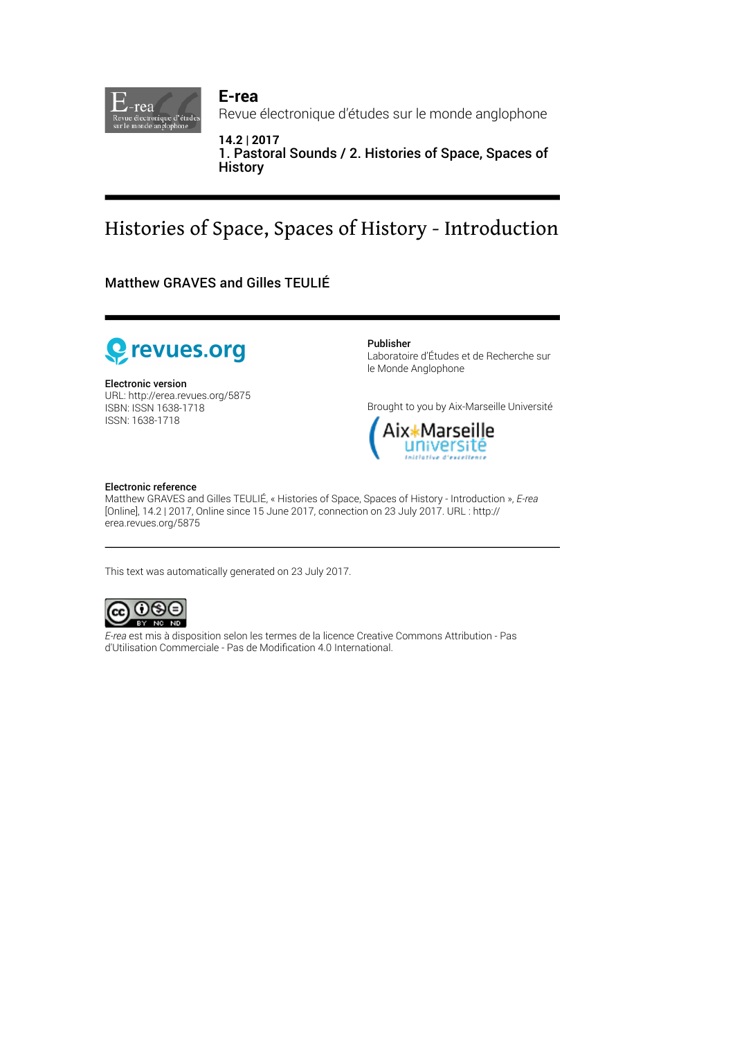**E-rea**

Revue électronique d'études sur le monde anglophone

**14.2 | 2017**

**1. Pastoral Sounds / 2. Histories of Space, Spaces of History**

# Histories of Space, Spaces of History - Introduction

**Matthew GRAVES and Gilles TEULIÉ**

**Publisher**

Laboratoire d'Études et de Recherche sur le Monde Anglophone

**Electronic version**

URL: http://erea.revues.org/5875

ISBN: ISSN 1638-1718

ISSN: 1638-1718

Brought to you by Aix-Marseille Université

**Electronic reference**

Matthew GRAVES and Gilles TEULIÉ, « Histories of Space, Spaces of History - Introduction », *E-rea* [Online], 14.2 | 2017, Online since 15 June 2017, connection on 23 July 2017. URL : http://erea.revues.org/5875

---

This text was automatically generated on 23 July 2017.

*E-rea* est mis à disposition selon les termes de la licence Creative Commons Attribution - Pas d'Utilisation Commerciale - Pas de Modification 4.0 International.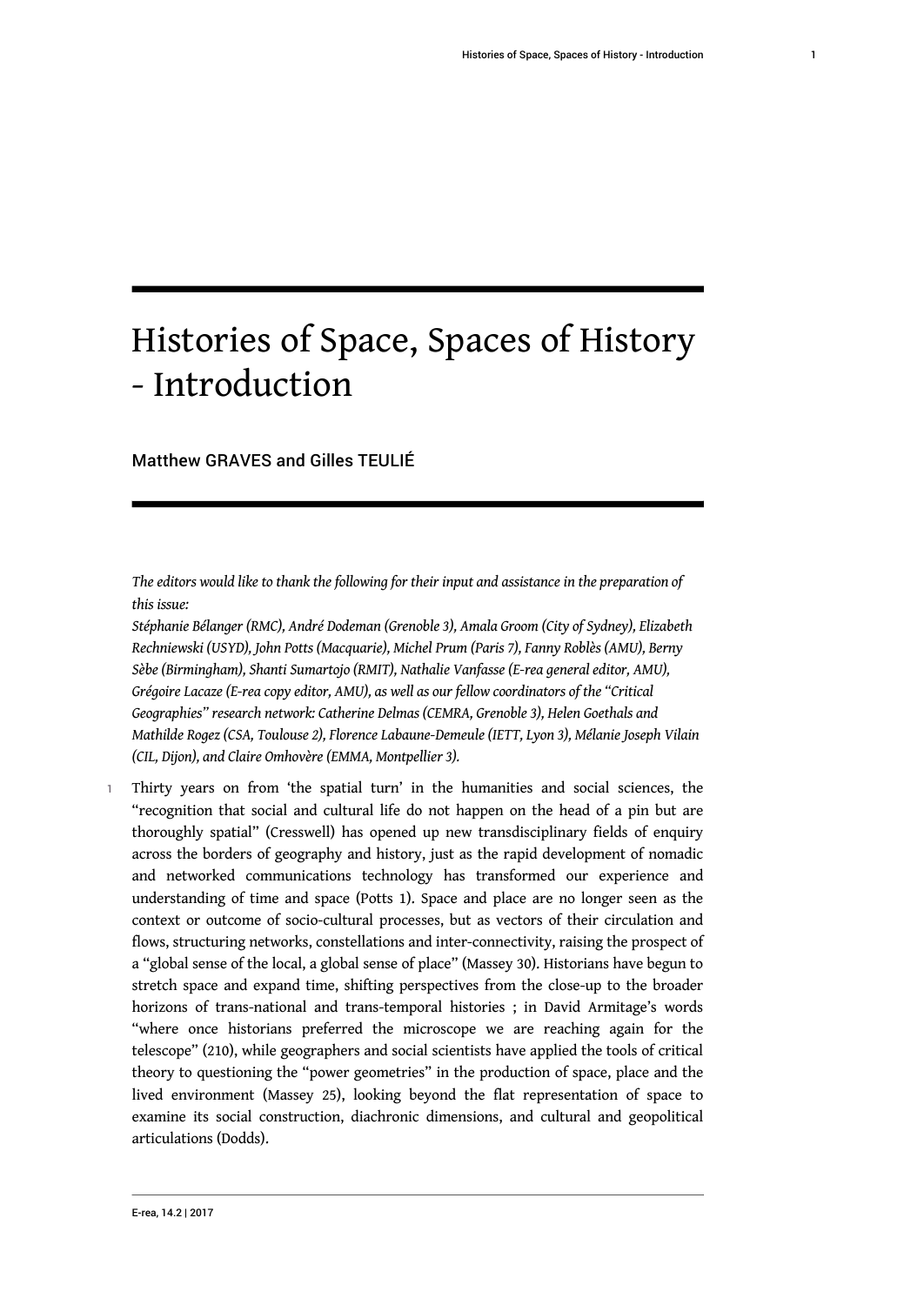# Histories of Space, Spaces of History - Introduction

Matthew GRAVES and Gilles TEULIÉ

*The editors would like to thank the following for their input and assistance in the preparation of this issue:*
*Stéphanie Bélanger (RMC), André Dodeman (Grenoble 3), Amala Groom (City of Sydney), Elizabeth Rechniewski (USYD), John Potts (Macquarie), Michel Prum (Paris 7), Fanny Roblès (AMU), Berny Sèbe (Birmingham), Shanti Sumartojo (RMIT), Nathalie Vanfasse (E-rea general editor, AMU), Grégoire Lacaze (E-rea copy editor, AMU), as well as our fellow coordinators of the "Critical Geographies" research network: Catherine Delmas (CEMRA, Grenoble 3), Helen Goethals and Mathilde Rogez (CSA, Toulouse 2), Florence Labaune-Demeule (IETT, Lyon 3), Mélanie Joseph Vilain (CIL, Dijon), and Claire Omhovère (EMMA, Montpellier 3).*

1 Thirty years on from 'the spatial turn' in the humanities and social sciences, the "recognition that social and cultural life do not happen on the head of a pin but are thoroughly spatial" (Cresswell) has opened up new transdisciplinary fields of enquiry across the borders of geography and history, just as the rapid development of nomadic and networked communications technology has transformed our experience and understanding of time and space (Potts 1). Space and place are no longer seen as the context or outcome of socio-cultural processes, but as vectors of their circulation and flows, structuring networks, constellations and inter-connectivity, raising the prospect of a "global sense of the local, a global sense of place" (Massey 30). Historians have begun to stretch space and expand time, shifting perspectives from the close-up to the broader horizons of trans-national and trans-temporal histories ; in David Armitage's words "where once historians preferred the microscope we are reaching again for the telescope" (210), while geographers and social scientists have applied the tools of critical theory to questioning the "power geometries" in the production of space, place and the lived environment (Massey 25), looking beyond the flat representation of space to examine its social construction, diachronic dimensions, and cultural and geopolitical articulations (Dodds).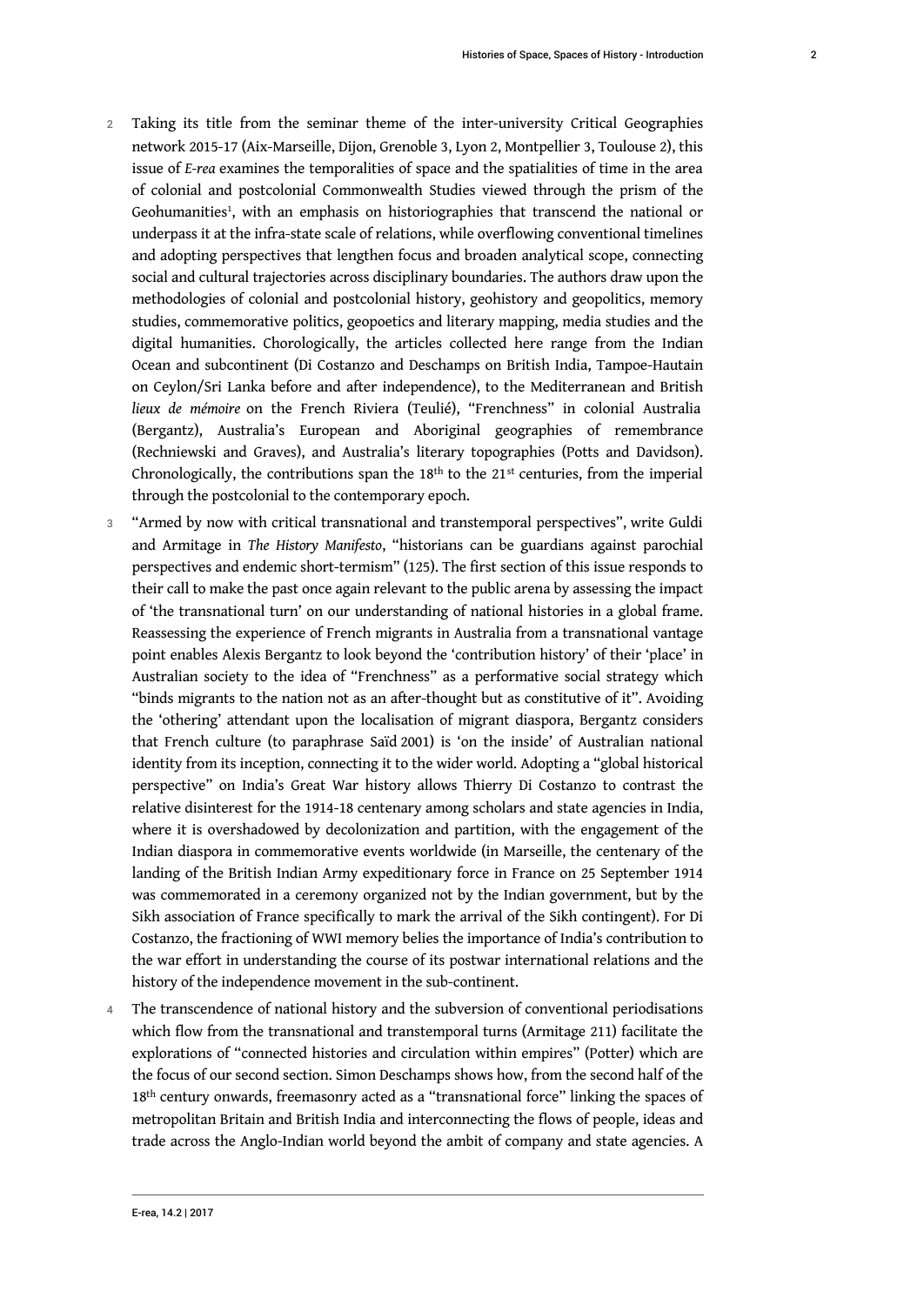2 Taking its title from the seminar theme of the inter-university Critical Geographies network 2015-17 (Aix-Marseille, Dijon, Grenoble 3, Lyon 2, Montpellier 3, Toulouse 2), this issue of *E-rea* examines the temporalities of space and the spatialities of time in the area of colonial and postcolonial Commonwealth Studies viewed through the prism of the Geohumanities[1], with an emphasis on historiographies that transcend the national or underpass it at the infra-state scale of relations, while overflowing conventional timelines and adopting perspectives that lengthen focus and broaden analytical scope, connecting social and cultural trajectories across disciplinary boundaries. The authors draw upon the methodologies of colonial and postcolonial history, geohistory and geopolitics, memory studies, commemorative politics, geopoetics and literary mapping, media studies and the digital humanities. Chorologically, the articles collected here range from the Indian Ocean and subcontinent (Di Costanzo and Deschamps on British India, Tampoe-Hautain on Ceylon/Sri Lanka before and after independence), to the Mediterranean and British *lieux de mémoire* on the French Riviera (Teulié), "Frenchness" in colonial Australia (Bergantz), Australia's European and Aboriginal geographies of remembrance (Rechniewski and Graves), and Australia's literary topographies (Potts and Davidson). Chronologically, the contributions span the 18th to the 21st centuries, from the imperial through the postcolonial to the contemporary epoch.

3 "Armed by now with critical transnational and transtemporal perspectives", write Guldi and Armitage in *The History Manifesto*, "historians can be guardians against parochial perspectives and endemic short-termism" (125). The first section of this issue responds to their call to make the past once again relevant to the public arena by assessing the impact of 'the transnational turn' on our understanding of national histories in a global frame. Reassessing the experience of French migrants in Australia from a transnational vantage point enables Alexis Bergantz to look beyond the 'contribution history' of their 'place' in Australian society to the idea of "Frenchness" as a performative social strategy which "binds migrants to the nation not as an after-thought but as constitutive of it". Avoiding the 'othering' attendant upon the localisation of migrant diaspora, Bergantz considers that French culture (to paraphrase Saïd 2001) is 'on the inside' of Australian national identity from its inception, connecting it to the wider world. Adopting a "global historical perspective" on India's Great War history allows Thierry Di Costanzo to contrast the relative disinterest for the 1914-18 centenary among scholars and state agencies in India, where it is overshadowed by decolonization and partition, with the engagement of the Indian diaspora in commemorative events worldwide (in Marseille, the centenary of the landing of the British Indian Army expeditionary force in France on 25 September 1914 was commemorated in a ceremony organized not by the Indian government, but by the Sikh association of France specifically to mark the arrival of the Sikh contingent). For Di Costanzo, the fractioning of WWI memory belies the importance of India's contribution to the war effort in understanding the course of its postwar international relations and the history of the independence movement in the sub-continent.

4 The transcendence of national history and the subversion of conventional periodisations which flow from the transnational and transtemporal turns (Armitage 211) facilitate the explorations of "connected histories and circulation within empires" (Potter) which are the focus of our second section. Simon Deschamps shows how, from the second half of the 18th century onwards, freemasonry acted as a "transnational force" linking the spaces of metropolitan Britain and British India and interconnecting the flows of people, ideas and trade across the Anglo-Indian world beyond the ambit of company and state agencies. A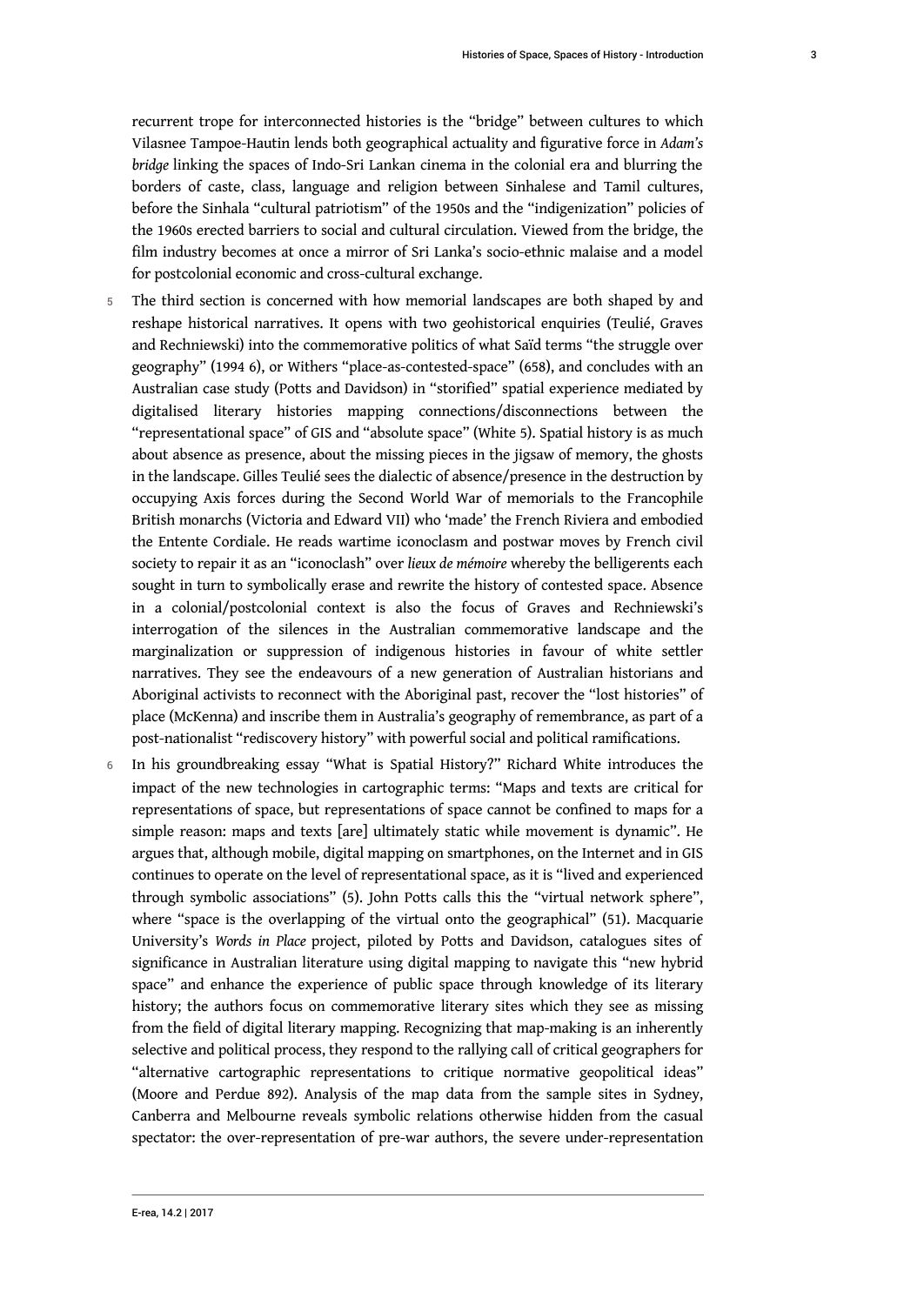recurrent trope for interconnected histories is the "bridge" between cultures to which Vilasnee Tampoe-Hautin lends both geographical actuality and figurative force in *Adam's bridge* linking the spaces of Indo-Sri Lankan cinema in the colonial era and blurring the borders of caste, class, language and religion between Sinhalese and Tamil cultures, before the Sinhala "cultural patriotism" of the 1950s and the "indigenization" policies of the 1960s erected barriers to social and cultural circulation. Viewed from the bridge, the film industry becomes at once a mirror of Sri Lanka's socio-ethnic malaise and a model for postcolonial economic and cross-cultural exchange.

5 The third section is concerned with how memorial landscapes are both shaped by and reshape historical narratives. It opens with two geohistorical enquiries (Teulié, Graves and Rechniewski) into the commemorative politics of what Saïd terms "the struggle over geography" (1994 6), or Withers "place-as-contested-space" (658), and concludes with an Australian case study (Potts and Davidson) in "storified" spatial experience mediated by digitalised literary histories mapping connections/disconnections between the "representational space" of GIS and "absolute space" (White 5). Spatial history is as much about absence as presence, about the missing pieces in the jigsaw of memory, the ghosts in the landscape. Gilles Teulié sees the dialectic of absence/presence in the destruction by occupying Axis forces during the Second World War of memorials to the Francophile British monarchs (Victoria and Edward VII) who 'made' the French Riviera and embodied the Entente Cordiale. He reads wartime iconoclasm and postwar moves by French civil society to repair it as an "iconoclash" over *lieux de mémoire* whereby the belligerents each sought in turn to symbolically erase and rewrite the history of contested space. Absence in a colonial/postcolonial context is also the focus of Graves and Rechniewski's interrogation of the silences in the Australian commemorative landscape and the marginalization or suppression of indigenous histories in favour of white settler narratives. They see the endeavours of a new generation of Australian historians and Aboriginal activists to reconnect with the Aboriginal past, recover the "lost histories" of place (McKenna) and inscribe them in Australia's geography of remembrance, as part of a post-nationalist "rediscovery history" with powerful social and political ramifications.

6 In his groundbreaking essay "What is Spatial History?" Richard White introduces the impact of the new technologies in cartographic terms: "Maps and texts are critical for representations of space, but representations of space cannot be confined to maps for a simple reason: maps and texts [are] ultimately static while movement is dynamic". He argues that, although mobile, digital mapping on smartphones, on the Internet and in GIS continues to operate on the level of representational space, as it is "lived and experienced through symbolic associations" (5). John Potts calls this the "virtual network sphere", where "space is the overlapping of the virtual onto the geographical" (51). Macquarie University's *Words in Place* project, piloted by Potts and Davidson, catalogues sites of significance in Australian literature using digital mapping to navigate this "new hybrid space" and enhance the experience of public space through knowledge of its literary history; the authors focus on commemorative literary sites which they see as missing from the field of digital literary mapping. Recognizing that map-making is an inherently selective and political process, they respond to the rallying call of critical geographers for "alternative cartographic representations to critique normative geopolitical ideas" (Moore and Perdue 892). Analysis of the map data from the sample sites in Sydney, Canberra and Melbourne reveals symbolic relations otherwise hidden from the casual spectator: the over-representation of pre-war authors, the severe under-representation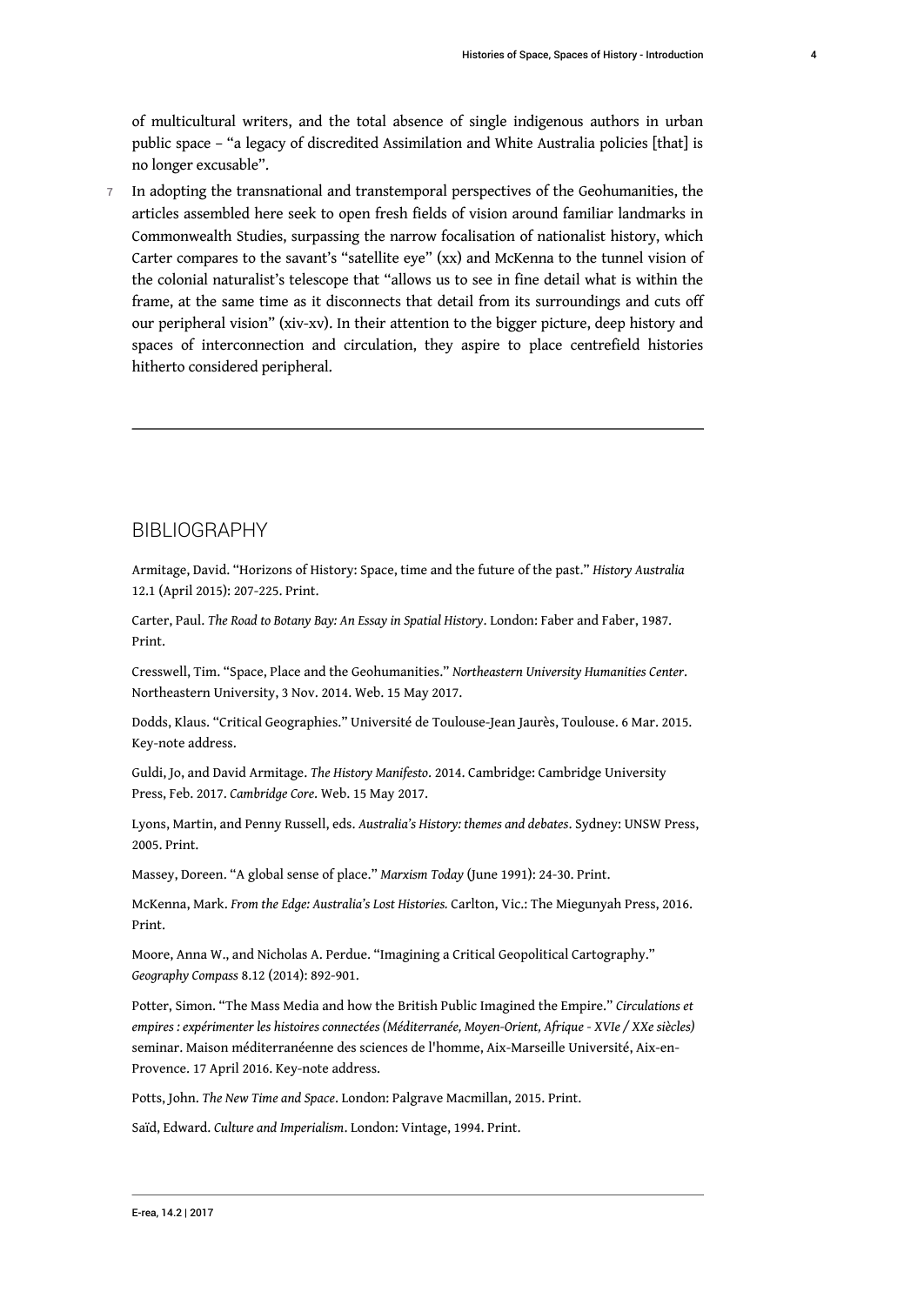of multicultural writers, and the total absence of single indigenous authors in urban public space – "a legacy of discredited Assimilation and White Australia policies [that] is no longer excusable".

7 In adopting the transnational and transtemporal perspectives of the Geohumanities, the articles assembled here seek to open fresh fields of vision around familiar landmarks in Commonwealth Studies, surpassing the narrow focalisation of nationalist history, which Carter compares to the savant's "satellite eye" (xx) and McKenna to the tunnel vision of the colonial naturalist's telescope that "allows us to see in fine detail what is within the frame, at the same time as it disconnects that detail from its surroundings and cuts off our peripheral vision" (xiv-xv). In their attention to the bigger picture, deep history and spaces of interconnection and circulation, they aspire to place centrefield histories hitherto considered peripheral.

---

## BIBLIOGRAPHY

Armitage, David. "Horizons of History: Space, time and the future of the past." *History Australia* 12.1 (April 2015): 207-225. Print.

Carter, Paul. *The Road to Botany Bay: An Essay in Spatial History*. London: Faber and Faber, 1987. Print.

Cresswell, Tim. "Space, Place and the Geohumanities." *Northeastern University Humanities Center*. Northeastern University, 3 Nov. 2014. Web. 15 May 2017.

Dodds, Klaus. "Critical Geographies." Université de Toulouse-Jean Jaurès, Toulouse. 6 Mar. 2015. Key-note address.

Guldi, Jo, and David Armitage. *The History Manifesto*. 2014. Cambridge: Cambridge University Press, Feb. 2017. *Cambridge Core*. Web. 15 May 2017.

Lyons, Martin, and Penny Russell, eds. *Australia's History: themes and debates*. Sydney: UNSW Press, 2005. Print.

Massey, Doreen. "A global sense of place." *Marxism Today* (June 1991): 24-30. Print.

McKenna, Mark. *From the Edge: Australia's Lost Histories.* Carlton, Vic.: The Miegunyah Press, 2016. Print.

Moore, Anna W., and Nicholas A. Perdue. "Imagining a Critical Geopolitical Cartography." *Geography Compass* 8.12 (2014): 892-901.

Potter, Simon. "The Mass Media and how the British Public Imagined the Empire." *Circulations et empires : expérimenter les histoires connectées (Méditerranée, Moyen-Orient, Afrique - XVIe / XXe siècles)* seminar. Maison méditerranéenne des sciences de l'homme, Aix-Marseille Université, Aix-en-Provence. 17 April 2016. Key-note address.

Potts, John. *The New Time and Space*. London: Palgrave Macmillan, 2015. Print.

Saïd, Edward. *Culture and Imperialism*. London: Vintage, 1994. Print.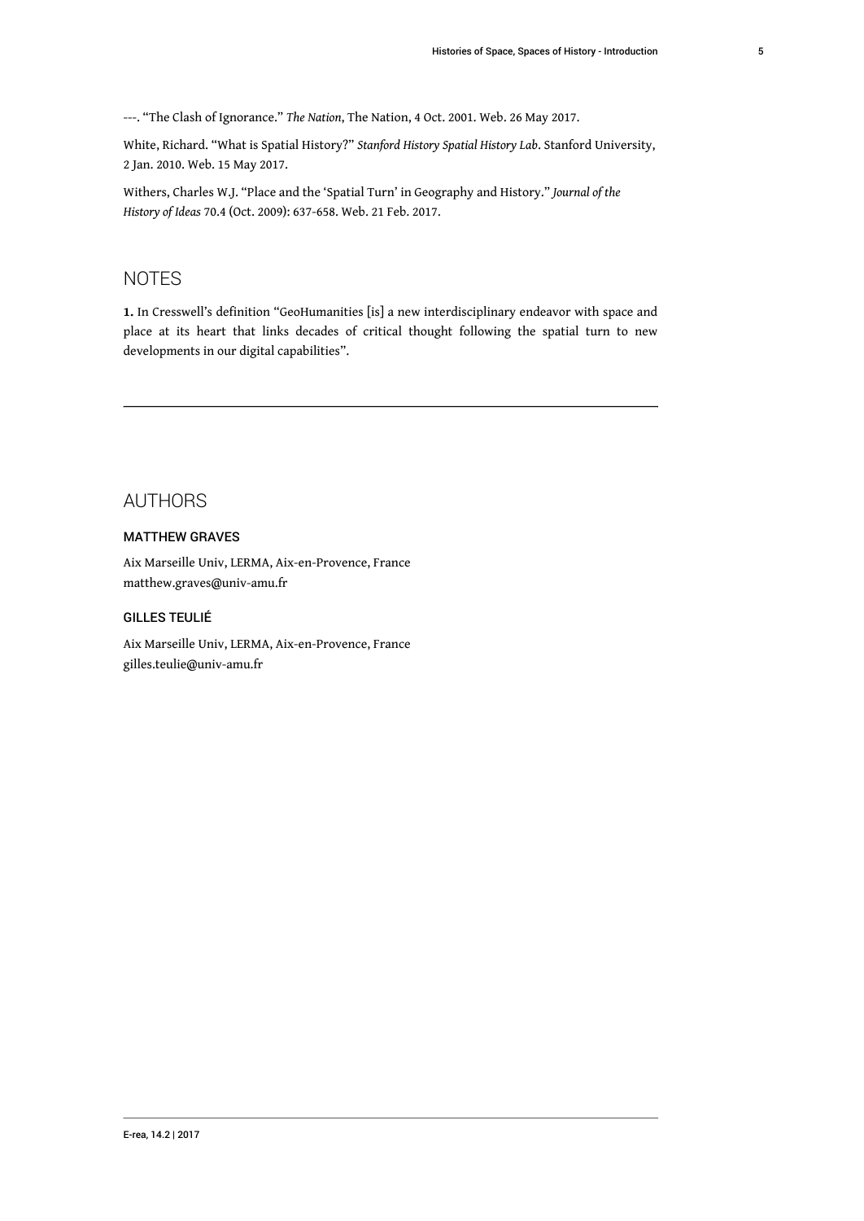---. "The Clash of Ignorance." *The Nation*, The Nation, 4 Oct. 2001. Web. 26 May 2017.

White, Richard. "What is Spatial History?" *Stanford History Spatial History Lab*. Stanford University, 2 Jan. 2010. Web. 15 May 2017.

Withers, Charles W.J. "Place and the 'Spatial Turn' in Geography and History." *Journal of the History of Ideas* 70.4 (Oct. 2009): 637-658. Web. 21 Feb. 2017.

## NOTES

**1.** In Cresswell's definition "GeoHumanities [is] a new interdisciplinary endeavor with space and place at its heart that links decades of critical thought following the spatial turn to new developments in our digital capabilities".

---

## AUTHORS

### MATTHEW GRAVES

Aix Marseille Univ, LERMA, Aix-en-Provence, France
matthew.graves@univ-amu.fr

### GILLES TEULIÉ

Aix Marseille Univ, LERMA, Aix-en-Provence, France
gilles.teulie@univ-amu.fr